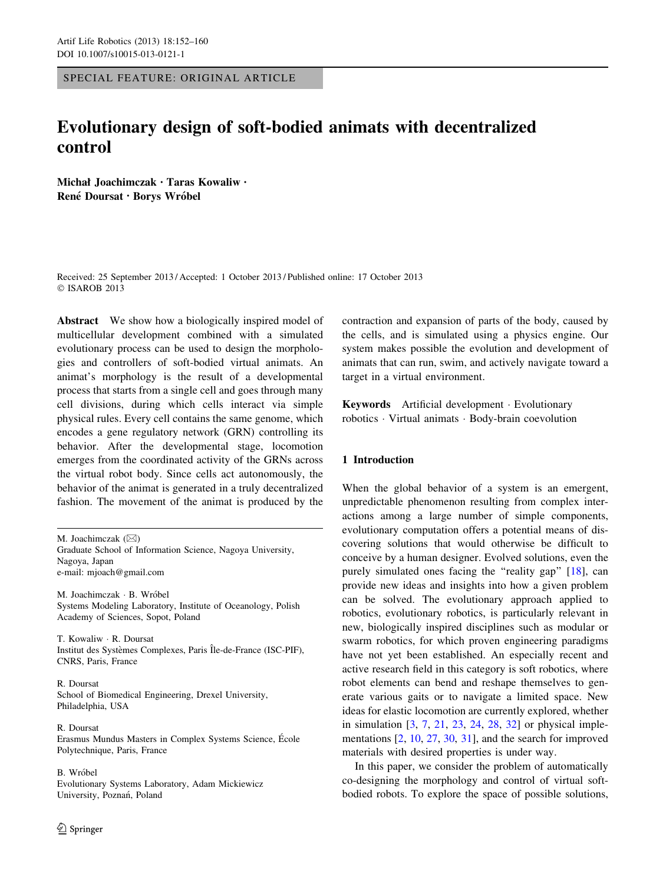SPECIAL FEATURE: ORIGINAL ARTICLE

# Evolutionary design of soft-bodied animats with decentralized control

**Michał Joachimczak · Taras Kowaliw · René Doursat · Borys Wróbel**

Received: 25 September 2013 / Accepted: 1 October 2013 / Published online: 17 October 2013
© ISAROB 2013

**Abstract** We show how a biologically inspired model of multicellular development combined with a simulated evolutionary process can be used to design the morphologies and controllers of soft-bodied virtual animats. An animat's morphology is the result of a developmental process that starts from a single cell and goes through many cell divisions, during which cells interact via simple physical rules. Every cell contains the same genome, which encodes a gene regulatory network (GRN) controlling its behavior. After the developmental stage, locomotion emerges from the coordinated activity of the GRNs across the virtual robot body. Since cells act autonomously, the behavior of the animat is generated in a truly decentralized fashion. The movement of the animat is produced by the contraction and expansion of parts of the body, caused by the cells, and is simulated using a physics engine. Our system makes possible the evolution and development of animats that can run, swim, and actively navigate toward a target in a virtual environment.

**Keywords** Artificial development · Evolutionary robotics · Virtual animats · Body-brain coevolution

M. Joachimczak (✉)
Graduate School of Information Science, Nagoya University, Nagoya, Japan
e-mail: mjoach@gmail.com

M. Joachimczak · B. Wróbel
Systems Modeling Laboratory, Institute of Oceanology, Polish Academy of Sciences, Sopot, Poland

T. Kowaliw · R. Doursat
Institut des Systèmes Complexes, Paris Île-de-France (ISC-PIF), CNRS, Paris, France

R. Doursat
School of Biomedical Engineering, Drexel University, Philadelphia, USA

R. Doursat
Erasmus Mundus Masters in Complex Systems Science, École Polytechnique, Paris, France

B. Wróbel
Evolutionary Systems Laboratory, Adam Mickiewicz University, Poznań, Poland

## 1 Introduction

When the global behavior of a system is an emergent, unpredictable phenomenon resulting from complex interactions among a large number of simple components, evolutionary computation offers a potential means of discovering solutions that would otherwise be difficult to conceive by a human designer. Evolved solutions, even the purely simulated ones facing the "reality gap" [18], can provide new ideas and insights into how a given problem can be solved. The evolutionary approach applied to robotics, evolutionary robotics, is particularly relevant in new, biologically inspired disciplines such as modular or swarm robotics, for which proven engineering paradigms have not yet been established. An especially recent and active research field in this category is soft robotics, where robot elements can bend and reshape themselves to generate various gaits or to navigate a limited space. New ideas for elastic locomotion are currently explored, whether in simulation [3, 7, 21, 23, 24, 28, 32] or physical implementations [2, 10, 27, 30, 31], and the search for improved materials with desired properties is under way.

In this paper, we consider the problem of automatically co-designing the morphology and control of virtual soft-bodied robots. To explore the space of possible solutions,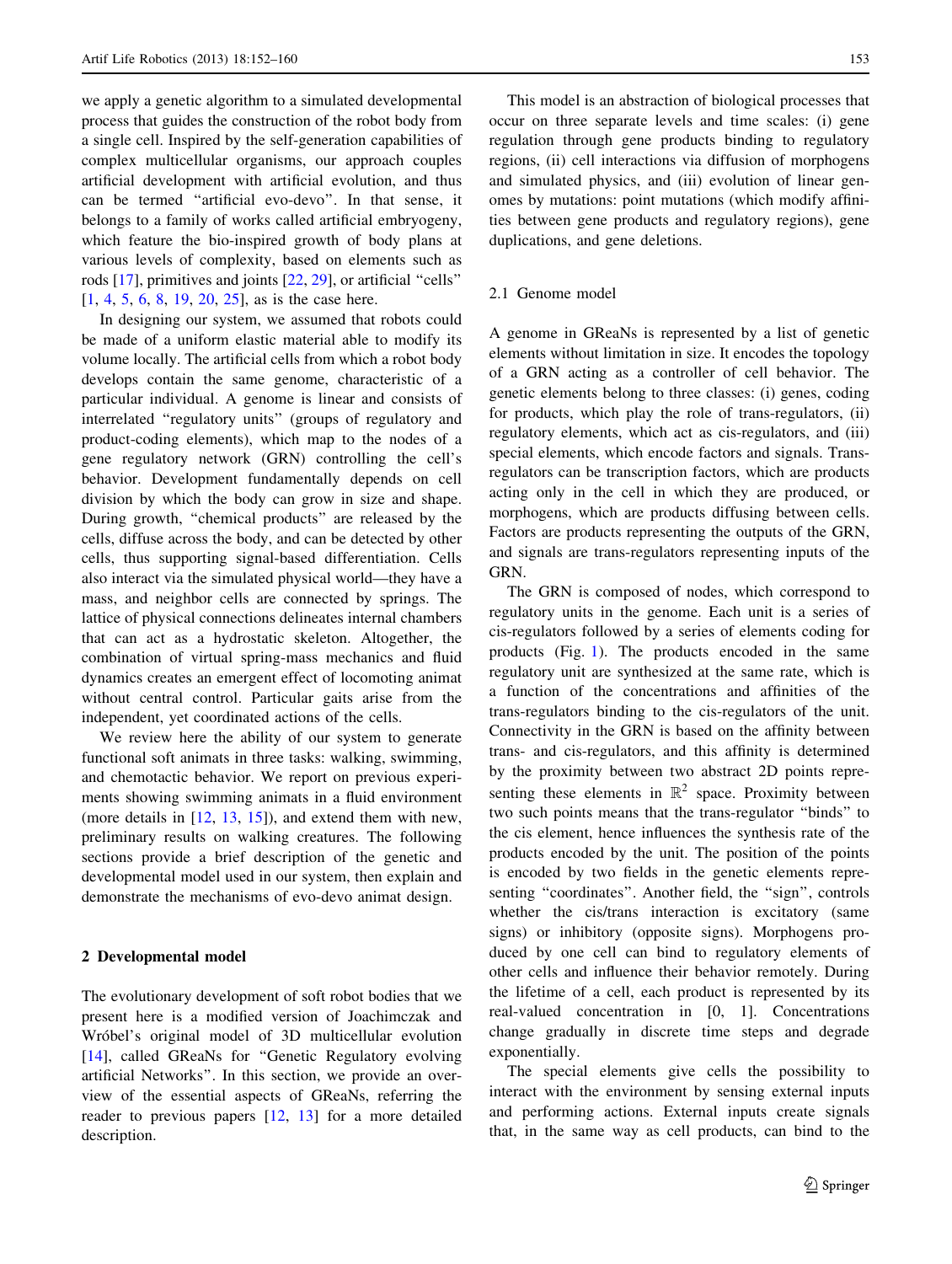we apply a genetic algorithm to a simulated developmental process that guides the construction of the robot body from a single cell. Inspired by the self-generation capabilities of complex multicellular organisms, our approach couples artificial development with artificial evolution, and thus can be termed "artificial evo-devo". In that sense, it belongs to a family of works called artificial embryogeny, which feature the bio-inspired growth of body plans at various levels of complexity, based on elements such as rods [17], primitives and joints [22, 29], or artificial "cells" [1, 4, 5, 6, 8, 19, 20, 25], as is the case here.

In designing our system, we assumed that robots could be made of a uniform elastic material able to modify its volume locally. The artificial cells from which a robot body develops contain the same genome, characteristic of a particular individual. A genome is linear and consists of interrelated "regulatory units" (groups of regulatory and product-coding elements), which map to the nodes of a gene regulatory network (GRN) controlling the cell's behavior. Development fundamentally depends on cell division by which the body can grow in size and shape. During growth, "chemical products" are released by the cells, diffuse across the body, and can be detected by other cells, thus supporting signal-based differentiation. Cells also interact via the simulated physical world—they have a mass, and neighbor cells are connected by springs. The lattice of physical connections delineates internal chambers that can act as a hydrostatic skeleton. Altogether, the combination of virtual spring-mass mechanics and fluid dynamics creates an emergent effect of locomoting animat without central control. Particular gaits arise from the independent, yet coordinated actions of the cells.

We review here the ability of our system to generate functional soft animats in three tasks: walking, swimming, and chemotactic behavior. We report on previous experiments showing swimming animats in a fluid environment (more details in [12, 13, 15]), and extend them with new, preliminary results on walking creatures. The following sections provide a brief description of the genetic and developmental model used in our system, then explain and demonstrate the mechanisms of evo-devo animat design.

## 2 Developmental model

The evolutionary development of soft robot bodies that we present here is a modified version of Joachimczak and Wróbel's original model of 3D multicellular evolution [14], called GReaNs for "Genetic Regulatory evolving artificial Networks". In this section, we provide an overview of the essential aspects of GReaNs, referring the reader to previous papers [12, 13] for a more detailed description.

This model is an abstraction of biological processes that occur on three separate levels and time scales: (i) gene regulation through gene products binding to regulatory regions, (ii) cell interactions via diffusion of morphogens and simulated physics, and (iii) evolution of linear genomes by mutations: point mutations (which modify affinities between gene products and regulatory regions), gene duplications, and gene deletions.

### 2.1 Genome model

A genome in GReaNs is represented by a list of genetic elements without limitation in size. It encodes the topology of a GRN acting as a controller of cell behavior. The genetic elements belong to three classes: (i) genes, coding for products, which play the role of trans-regulators, (ii) regulatory elements, which act as cis-regulators, and (iii) special elements, which encode factors and signals. Trans-regulators can be transcription factors, which are products acting only in the cell in which they are produced, or morphogens, which are products diffusing between cells. Factors are products representing the outputs of the GRN, and signals are trans-regulators representing inputs of the GRN.

The GRN is composed of nodes, which correspond to regulatory units in the genome. Each unit is a series of cis-regulators followed by a series of elements coding for products (Fig. 1). The products encoded in the same regulatory unit are synthesized at the same rate, which is a function of the concentrations and affinities of the trans-regulators binding to the cis-regulators of the unit. Connectivity in the GRN is based on the affinity between trans- and cis-regulators, and this affinity is determined by the proximity between two abstract 2D points representing these elements in $\mathbb{R}^2$ space. Proximity between two such points means that the trans-regulator "binds" to the cis element, hence influences the synthesis rate of the products encoded by the unit. The position of the points is encoded by two fields in the genetic elements representing "coordinates". Another field, the "sign", controls whether the cis/trans interaction is excitatory (same signs) or inhibitory (opposite signs). Morphogens produced by one cell can bind to regulatory elements of other cells and influence their behavior remotely. During the lifetime of a cell, each product is represented by its real-valued concentration in [0, 1]. Concentrations change gradually in discrete time steps and degrade exponentially.

The special elements give cells the possibility to interact with the environment by sensing external inputs and performing actions. External inputs create signals that, in the same way as cell products, can bind to the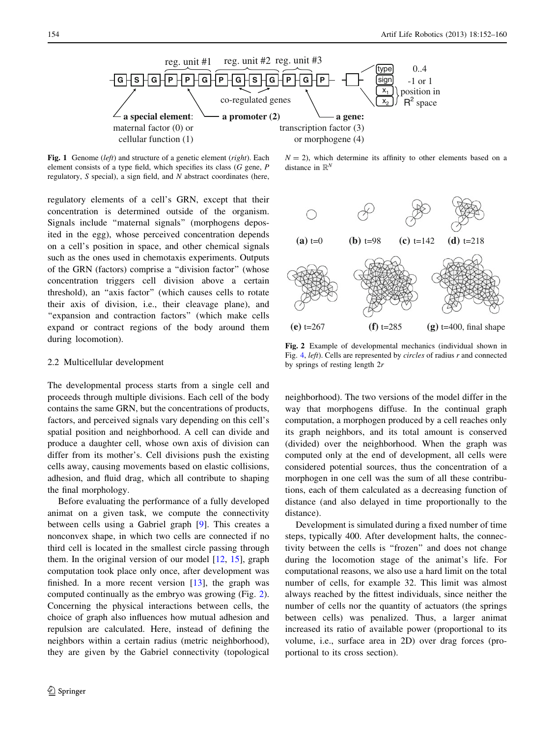Fig. 1 Genome (*left*) and structure of a genetic element (*right*). Each element consists of a type field, which specifies its class (*G* gene, *P* regulatory, *S* special), a sign field, and *N* abstract coordinates (here, $N = 2$), which determine its affinity to other elements based on a distance in $\mathbb{R}^N$

regulatory elements of a cell's GRN, except that their concentration is determined outside of the organism. Signals include "maternal signals" (morphogens deposited in the egg), whose perceived concentration depends on a cell's position in space, and other chemical signals such as the ones used in chemotaxis experiments. Outputs of the GRN (factors) comprise a "division factor" (whose concentration triggers cell division above a certain threshold), an "axis factor" (which causes cells to rotate their axis of division, i.e., their cleavage plane), and "expansion and contraction factors" (which make cells expand or contract regions of the body around them during locomotion).

### 2.2 Multicellular development

The developmental process starts from a single cell and proceeds through multiple divisions. Each cell of the body contains the same GRN, but the concentrations of products, factors, and perceived signals vary depending on this cell's spatial position and neighborhood. A cell can divide and produce a daughter cell, whose own axis of division can differ from its mother's. Cell divisions push the existing cells away, causing movements based on elastic collisions, adhesion, and fluid drag, which all contribute to shaping the final morphology.

Before evaluating the performance of a fully developed animat on a given task, we compute the connectivity between cells using a Gabriel graph [9]. This creates a nonconvex shape, in which two cells are connected if no third cell is located in the smallest circle passing through them. In the original version of our model [12, 15], graph computation took place only once, after development was finished. In a more recent version [13], the graph was computed continually as the embryo was growing (Fig. 2). Concerning the physical interactions between cells, the choice of graph also influences how mutual adhesion and repulsion are calculated. Here, instead of defining the neighbors within a certain radius (metric neighborhood), they are given by the Gabriel connectivity (topological neighborhood). The two versions of the model differ in the way that morphogens diffuse. In the continual graph computation, a morphogen produced by a cell reaches only its graph neighbors, and its total amount is conserved (divided) over the neighborhood. When the graph was computed only at the end of development, all cells were considered potential sources, thus the concentration of a morphogen in one cell was the sum of all these contributions, each of them calculated as a decreasing function of distance (and also delayed in time proportionally to the distance).

Fig. 2 Example of developmental mechanics (individual shown in Fig. 4, *left*). Cells are represented by *circles* of radius *r* and connected by springs of resting length 2*r*

Development is simulated during a fixed number of time steps, typically 400. After development halts, the connectivity between the cells is "frozen" and does not change during the locomotion stage of the animat's life. For computational reasons, we also use a hard limit on the total number of cells, for example 32. This limit was almost always reached by the fittest individuals, since neither the number of cells nor the quantity of actuators (the springs between cells) was penalized. Thus, a larger animat increased its ratio of available power (proportional to its volume, i.e., surface area in 2D) over drag forces (proportional to its cross section).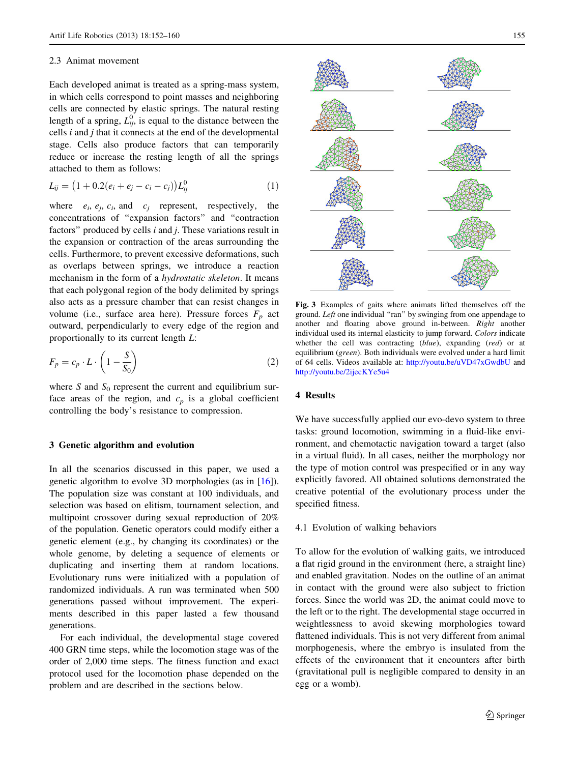### 2.3 Animat movement

Each developed animat is treated as a spring-mass system, in which cells correspond to point masses and neighboring cells are connected by elastic springs. The natural resting length of a spring, $L^0_{ij}$, is equal to the distance between the cells $i$ and $j$ that it connects at the end of the developmental stage. Cells also produce factors that can temporarily reduce or increase the resting length of all the springs attached to them as follows:

$$L_{ij} = \left(1 + 0.2(e_i + e_j - c_i - c_j)\right) L^0_{ij} \tag{1}$$

where $e_i$, $e_j$, $c_i$, and $c_j$ represent, respectively, the concentrations of "expansion factors" and "contraction factors" produced by cells $i$ and $j$. These variations result in the expansion or contraction of the areas surrounding the cells. Furthermore, to prevent excessive deformations, such as overlaps between springs, we introduce a reaction mechanism in the form of a *hydrostatic skeleton*. It means that each polygonal region of the body delimited by springs also acts as a pressure chamber that can resist changes in volume (i.e., surface area here). Pressure forces $F_p$ act outward, perpendicularly to every edge of the region and proportionally to its current length $L$:

$$F_p = c_p \cdot L \cdot \left(1 - \frac{S}{S_0}\right) \tag{2}$$

where $S$ and $S_0$ represent the current and equilibrium surface areas of the region, and $c_p$ is a global coefficient controlling the body's resistance to compression.

## 3 Genetic algorithm and evolution

In all the scenarios discussed in this paper, we used a genetic algorithm to evolve 3D morphologies (as in [16]). The population size was constant at 100 individuals, and selection was based on elitism, tournament selection, and multipoint crossover during sexual reproduction of 20% of the population. Genetic operators could modify either a genetic element (e.g., by changing its coordinates) or the whole genome, by deleting a sequence of elements or duplicating and inserting them at random locations. Evolutionary runs were initialized with a population of randomized individuals. A run was terminated when 500 generations passed without improvement. The experiments described in this paper lasted a few thousand generations.

For each individual, the developmental stage covered 400 GRN time steps, while the locomotion stage was of the order of 2,000 time steps. The fitness function and exact protocol used for the locomotion phase depended on the problem and are described in the sections below.

**Fig. 3** Examples of gaits where animats lifted themselves off the ground. *Left* one individual "ran" by swinging from one appendage to another and floating above ground in-between. *Right* another individual used its internal elasticity to jump forward. *Colors* indicate whether the cell was contracting (*blue*), expanding (*red*) or at equilibrium (*green*). Both individuals were evolved under a hard limit of 64 cells. Videos available at: http://youtu.be/uVD47xGwdbU and http://youtu.be/2ijecKYe5u4

## 4 Results

We have successfully applied our evo-devo system to three tasks: ground locomotion, swimming in a fluid-like environment, and chemotactic navigation toward a target (also in a virtual fluid). In all cases, neither the morphology nor the type of motion control was prespecified or in any way explicitly favored. All obtained solutions demonstrated the creative potential of the evolutionary process under the specified fitness.

### 4.1 Evolution of walking behaviors

To allow for the evolution of walking gaits, we introduced a flat rigid ground in the environment (here, a straight line) and enabled gravitation. Nodes on the outline of an animat in contact with the ground were also subject to friction forces. Since the world was 2D, the animat could move to the left or to the right. The developmental stage occurred in weightlessness to avoid skewing morphologies toward flattened individuals. This is not very different from animal morphogenesis, where the embryo is insulated from the effects of the environment that it encounters after birth (gravitational pull is negligible compared to density in an egg or a womb).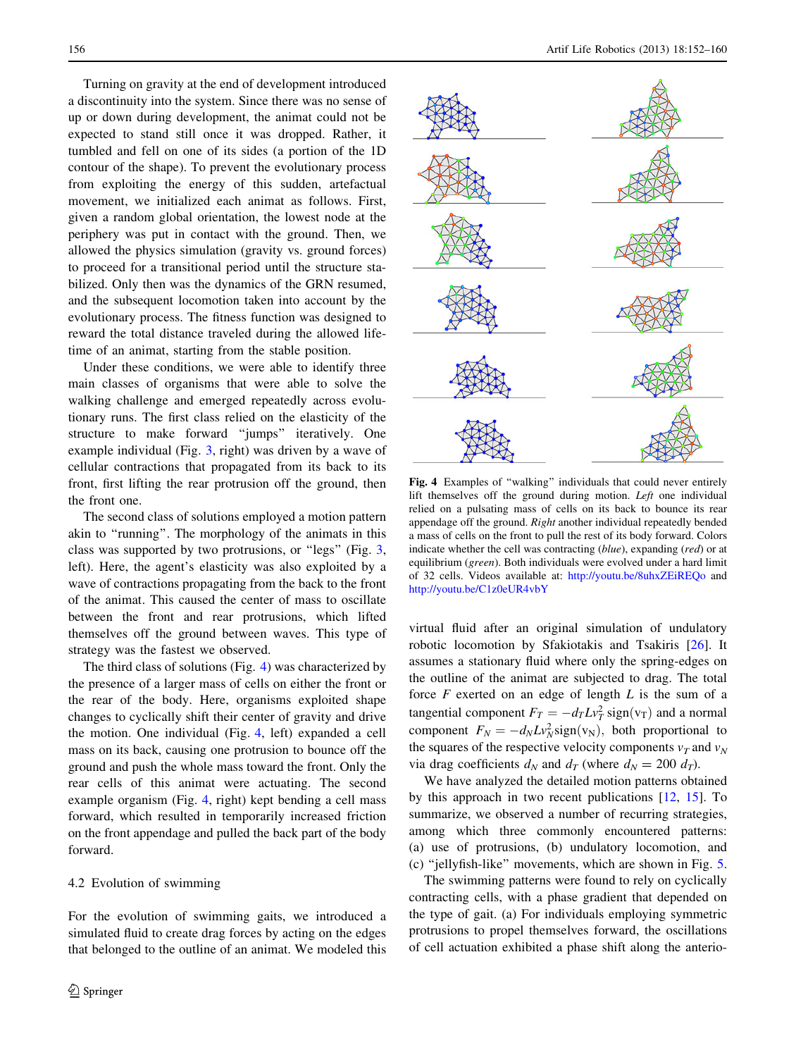Turning on gravity at the end of development introduced a discontinuity into the system. Since there was no sense of up or down during development, the animat could not be expected to stand still once it was dropped. Rather, it tumbled and fell on one of its sides (a portion of the 1D contour of the shape). To prevent the evolutionary process from exploiting the energy of this sudden, artefactual movement, we initialized each animat as follows. First, given a random global orientation, the lowest node at the periphery was put in contact with the ground. Then, we allowed the physics simulation (gravity vs. ground forces) to proceed for a transitional period until the structure stabilized. Only then was the dynamics of the GRN resumed, and the subsequent locomotion taken into account by the evolutionary process. The fitness function was designed to reward the total distance traveled during the allowed lifetime of an animat, starting from the stable position.

Under these conditions, we were able to identify three main classes of organisms that were able to solve the walking challenge and emerged repeatedly across evolutionary runs. The first class relied on the elasticity of the structure to make forward "jumps" iteratively. One example individual (Fig. 3, right) was driven by a wave of cellular contractions that propagated from its back to its front, first lifting the rear protrusion off the ground, then the front one.

The second class of solutions employed a motion pattern akin to "running". The morphology of the animats in this class was supported by two protrusions, or "legs" (Fig. 3, left). Here, the agent's elasticity was also exploited by a wave of contractions propagating from the back to the front of the animat. This caused the center of mass to oscillate between the front and rear protrusions, which lifted themselves off the ground between waves. This type of strategy was the fastest we observed.

The third class of solutions (Fig. 4) was characterized by the presence of a larger mass of cells on either the front or the rear of the body. Here, organisms exploited shape changes to cyclically shift their center of gravity and drive the motion. One individual (Fig. 4, left) expanded a cell mass on its back, causing one protrusion to bounce off the ground and push the whole mass toward the front. Only the rear cells of this animat were actuating. The second example organism (Fig. 4, right) kept bending a cell mass forward, which resulted in temporarily increased friction on the front appendage and pulled the back part of the body forward.

**Fig. 4** Examples of "walking" individuals that could never entirely lift themselves off the ground during motion. *Left* one individual relied on a pulsating mass of cells on its back to bounce its rear appendage off the ground. *Right* another individual repeatedly bended a mass of cells on the front to pull the rest of its body forward. Colors indicate whether the cell was contracting (*blue*), expanding (*red*) or at equilibrium (*green*). Both individuals were evolved under a hard limit of 32 cells. Videos available at: http://youtu.be/8uhxZEiREQo and http://youtu.be/C1z0eUR4vbY

### 4.2 Evolution of swimming

For the evolution of swimming gaits, we introduced a simulated fluid to create drag forces by acting on the edges that belonged to the outline of an animat. We modeled this virtual fluid after an original simulation of undulatory robotic locomotion by Sfakiotakis and Tsakiris [26]. It assumes a stationary fluid where only the spring-edges on the outline of the animat are subjected to drag. The total force $F$ exerted on an edge of length $L$ is the sum of a tangential component $F_T = -d_T L v_T^2 \,\mathrm{sign}(v_T)$ and a normal component $F_N = -d_N L v_N^2 \,\mathrm{sign}(v_N)$, both proportional to the squares of the respective velocity components $v_T$ and $v_N$ via drag coefficients $d_N$ and $d_T$ (where $d_N = 200\ d_T$).

We have analyzed the detailed motion patterns obtained by this approach in two recent publications [12, 15]. To summarize, we observed a number of recurring strategies, among which three commonly encountered patterns: (a) use of protrusions, (b) undulatory locomotion, and (c) "jellyfish-like" movements, which are shown in Fig. 5.

The swimming patterns were found to rely on cyclically contracting cells, with a phase gradient that depended on the type of gait. (a) For individuals employing symmetric protrusions to propel themselves forward, the oscillations of cell actuation exhibited a phase shift along the anterio-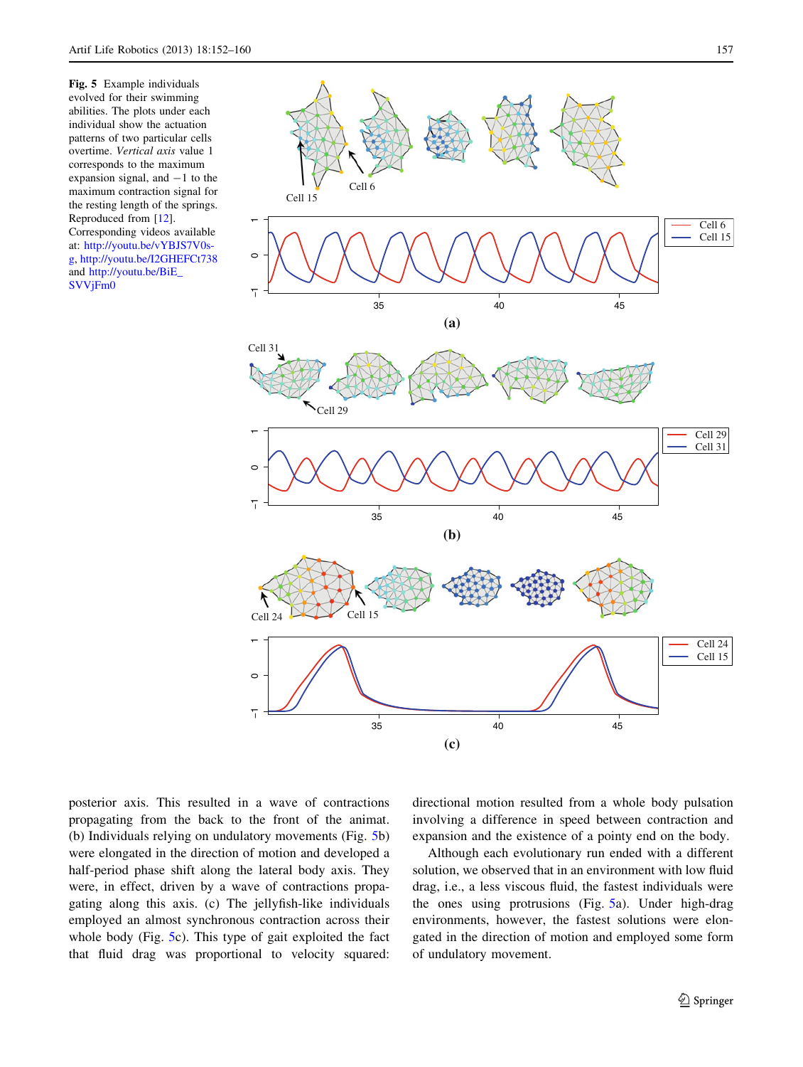**Fig. 5** Example individuals evolved for their swimming abilities. The plots under each individual show the actuation patterns of two particular cells overtime. *Vertical axis* value 1 corresponds to the maximum expansion signal, and −1 to the maximum contraction signal for the resting length of the springs. Reproduced from [12]. Corresponding videos available at: http://youtu.be/vYBJS7V0s-g, http://youtu.be/I2GHEFCt738 and http://youtu.be/BiE_SVVjFm0

posterior axis. This resulted in a wave of contractions propagating from the back to the front of the animat. (b) Individuals relying on undulatory movements (Fig. 5b) were elongated in the direction of motion and developed a half-period phase shift along the lateral body axis. They were, in effect, driven by a wave of contractions propagating along this axis. (c) The jellyfish-like individuals employed an almost synchronous contraction across their whole body (Fig. 5c). This type of gait exploited the fact that fluid drag was proportional to velocity squared: directional motion resulted from a whole body pulsation involving a difference in speed between contraction and expansion and the existence of a pointy end on the body.

Although each evolutionary run ended with a different solution, we observed that in an environment with low fluid drag, i.e., a less viscous fluid, the fastest individuals were the ones using protrusions (Fig. 5a). Under high-drag environments, however, the fastest solutions were elongated in the direction of motion and employed some form of undulatory movement.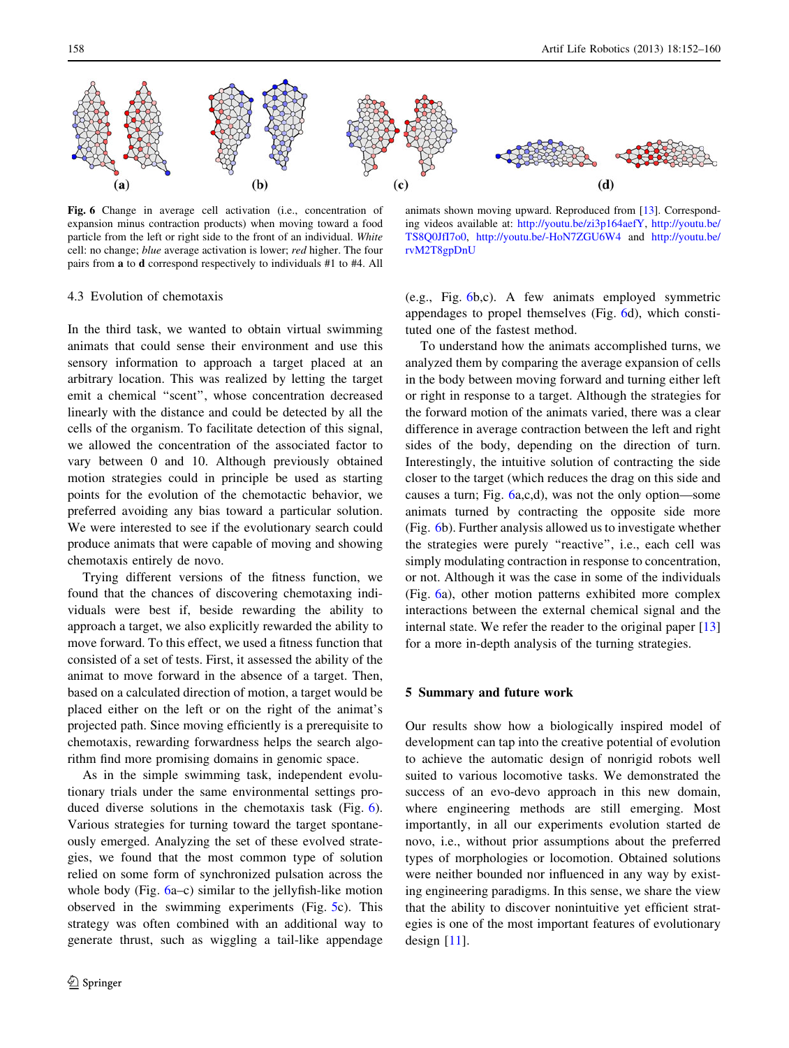**Fig. 6** Change in average cell activation (i.e., concentration of expansion minus contraction products) when moving toward a food particle from the left or right side to the front of an individual. *White* cell: no change; *blue* average activation is lower; *red* higher. The four pairs from **a** to **d** correspond respectively to individuals #1 to #4. All animats shown moving upward. Reproduced from [13]. Corresponding videos available at: http://youtu.be/zi3p164aefY, http://youtu.be/TS8Q0JfI7o0, http://youtu.be/-HoN7ZGU6W4 and http://youtu.be/rvM2T8gpDnU

### 4.3 Evolution of chemotaxis

In the third task, we wanted to obtain virtual swimming animats that could sense their environment and use this sensory information to approach a target placed at an arbitrary location. This was realized by letting the target emit a chemical "scent", whose concentration decreased linearly with the distance and could be detected by all the cells of the organism. To facilitate detection of this signal, we allowed the concentration of the associated factor to vary between 0 and 10. Although previously obtained motion strategies could in principle be used as starting points for the evolution of the chemotactic behavior, we preferred avoiding any bias toward a particular solution. We were interested to see if the evolutionary search could produce animats that were capable of moving and showing chemotaxis entirely de novo.

Trying different versions of the fitness function, we found that the chances of discovering chemotaxing individuals were best if, beside rewarding the ability to approach a target, we also explicitly rewarded the ability to move forward. To this effect, we used a fitness function that consisted of a set of tests. First, it assessed the ability of the animat to move forward in the absence of a target. Then, based on a calculated direction of motion, a target would be placed either on the left or on the right of the animat's projected path. Since moving efficiently is a prerequisite to chemotaxis, rewarding forwardness helps the search algorithm find more promising domains in genomic space.

As in the simple swimming task, independent evolutionary trials under the same environmental settings produced diverse solutions in the chemotaxis task (Fig. 6). Various strategies for turning toward the target spontaneously emerged. Analyzing the set of these evolved strategies, we found that the most common type of solution relied on some form of synchronized pulsation across the whole body (Fig. 6a–c) similar to the jellyfish-like motion observed in the swimming experiments (Fig. 5c). This strategy was often combined with an additional way to generate thrust, such as wiggling a tail-like appendage (e.g., Fig. 6b,c). A few animats employed symmetric appendages to propel themselves (Fig. 6d), which constituted one of the fastest method.

To understand how the animats accomplished turns, we analyzed them by comparing the average expansion of cells in the body between moving forward and turning either left or right in response to a target. Although the strategies for the forward motion of the animats varied, there was a clear difference in average contraction between the left and right sides of the body, depending on the direction of turn. Interestingly, the intuitive solution of contracting the side closer to the target (which reduces the drag on this side and causes a turn; Fig. 6a,c,d), was not the only option—some animats turned by contracting the opposite side more (Fig. 6b). Further analysis allowed us to investigate whether the strategies were purely "reactive", i.e., each cell was simply modulating contraction in response to concentration, or not. Although it was the case in some of the individuals (Fig. 6a), other motion patterns exhibited more complex interactions between the external chemical signal and the internal state. We refer the reader to the original paper [13] for a more in-depth analysis of the turning strategies.

## 5 Summary and future work

Our results show how a biologically inspired model of development can tap into the creative potential of evolution to achieve the automatic design of nonrigid robots well suited to various locomotive tasks. We demonstrated the success of an evo-devo approach in this new domain, where engineering methods are still emerging. Most importantly, in all our experiments evolution started de novo, i.e., without prior assumptions about the preferred types of morphologies or locomotion. Obtained solutions were neither bounded nor influenced in any way by existing engineering paradigms. In this sense, we share the view that the ability to discover nonintuitive yet efficient strategies is one of the most important features of evolutionary design [11].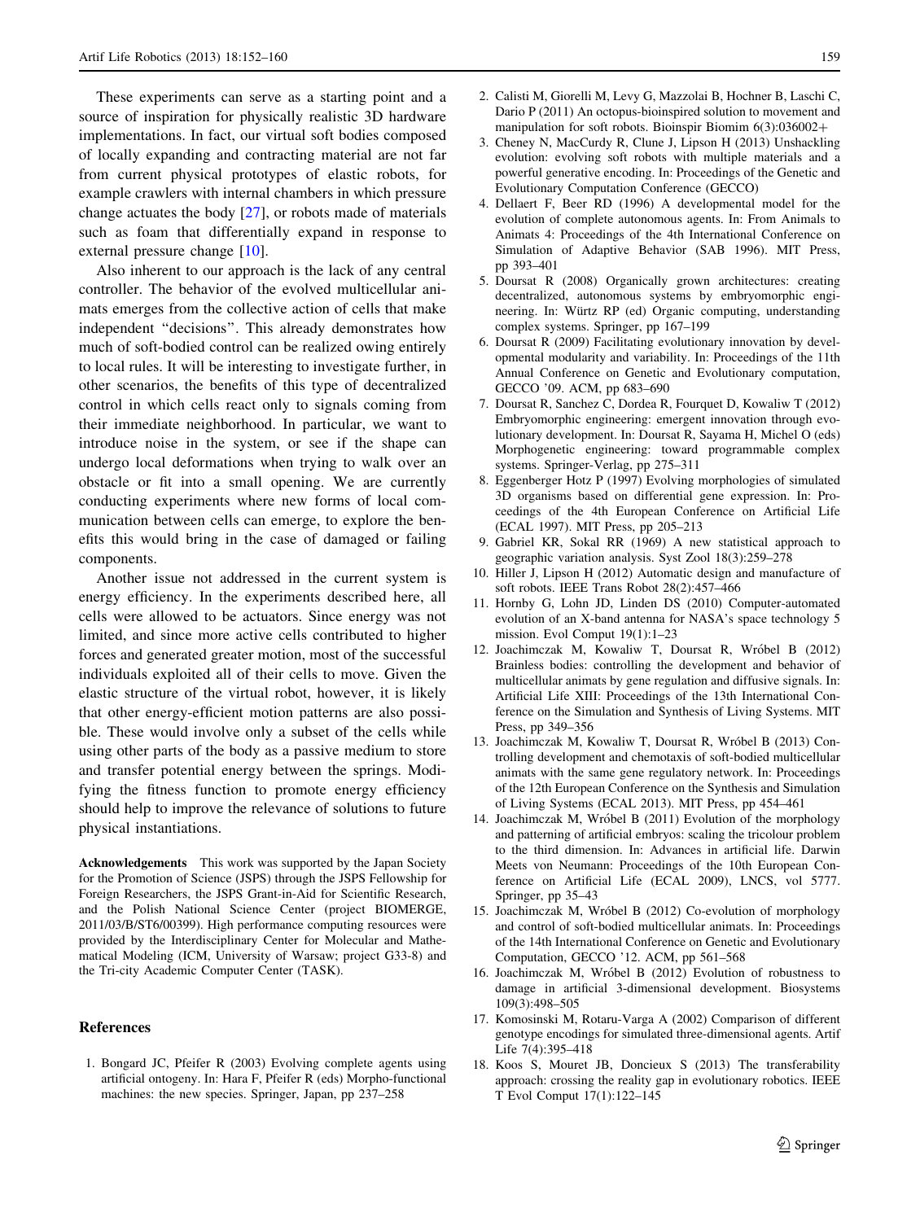These experiments can serve as a starting point and a source of inspiration for physically realistic 3D hardware implementations. In fact, our virtual soft bodies composed of locally expanding and contracting material are not far from current physical prototypes of elastic robots, for example crawlers with internal chambers in which pressure change actuates the body [27], or robots made of materials such as foam that differentially expand in response to external pressure change [10].

Also inherent to our approach is the lack of any central controller. The behavior of the evolved multicellular animats emerges from the collective action of cells that make independent "decisions". This already demonstrates how much of soft-bodied control can be realized owing entirely to local rules. It will be interesting to investigate further, in other scenarios, the benefits of this type of decentralized control in which cells react only to signals coming from their immediate neighborhood. In particular, we want to introduce noise in the system, or see if the shape can undergo local deformations when trying to walk over an obstacle or fit into a small opening. We are currently conducting experiments where new forms of local communication between cells can emerge, to explore the benefits this would bring in the case of damaged or failing components.

Another issue not addressed in the current system is energy efficiency. In the experiments described here, all cells were allowed to be actuators. Since energy was not limited, and since more active cells contributed to higher forces and generated greater motion, most of the successful individuals exploited all of their cells to move. Given the elastic structure of the virtual robot, however, it is likely that other energy-efficient motion patterns are also possible. These would involve only a subset of the cells while using other parts of the body as a passive medium to store and transfer potential energy between the springs. Modifying the fitness function to promote energy efficiency should help to improve the relevance of solutions to future physical instantiations.

**Acknowledgements** This work was supported by the Japan Society for the Promotion of Science (JSPS) through the JSPS Fellowship for Foreign Researchers, the JSPS Grant-in-Aid for Scientific Research, and the Polish National Science Center (project BIOMERGE, 2011/03/B/ST6/00399). High performance computing resources were provided by the Interdisciplinary Center for Molecular and Mathematical Modeling (ICM, University of Warsaw; project G33-8) and the Tri-city Academic Computer Center (TASK).

## References

1. Bongard JC, Pfeifer R (2003) Evolving complete agents using artificial ontogeny. In: Hara F, Pfeifer R (eds) Morpho-functional machines: the new species. Springer, Japan, pp 237–258
2. Calisti M, Giorelli M, Levy G, Mazzolai B, Hochner B, Laschi C, Dario P (2011) An octopus-bioinspired solution to movement and manipulation for soft robots. Bioinspir Biomim 6(3):036002+
3. Cheney N, MacCurdy R, Clune J, Lipson H (2013) Unshackling evolution: evolving soft robots with multiple materials and a powerful generative encoding. In: Proceedings of the Genetic and Evolutionary Computation Conference (GECCO)
4. Dellaert F, Beer RD (1996) A developmental model for the evolution of complete autonomous agents. In: From Animals to Animats 4: Proceedings of the 4th International Conference on Simulation of Adaptive Behavior (SAB 1996). MIT Press, pp 393–401
5. Doursat R (2008) Organically grown architectures: creating decentralized, autonomous systems by embryomorphic engineering. In: Würtz RP (ed) Organic computing, understanding complex systems. Springer, pp 167–199
6. Doursat R (2009) Facilitating evolutionary innovation by developmental modularity and variability. In: Proceedings of the 11th Annual Conference on Genetic and Evolutionary computation, GECCO '09. ACM, pp 683–690
7. Doursat R, Sanchez C, Dordea R, Fourquet D, Kowaliw T (2012) Embryomorphic engineering: emergent innovation through evolutionary development. In: Doursat R, Sayama H, Michel O (eds) Morphogenetic engineering: toward programmable complex systems. Springer-Verlag, pp 275–311
8. Eggenberger Hotz P (1997) Evolving morphologies of simulated 3D organisms based on differential gene expression. In: Proceedings of the 4th European Conference on Artificial Life (ECAL 1997). MIT Press, pp 205–213
9. Gabriel KR, Sokal RR (1969) A new statistical approach to geographic variation analysis. Syst Zool 18(3):259–278
10. Hiller J, Lipson H (2012) Automatic design and manufacture of soft robots. IEEE Trans Robot 28(2):457–466
11. Hornby G, Lohn JD, Linden DS (2010) Computer-automated evolution of an X-band antenna for NASA's space technology 5 mission. Evol Comput 19(1):1–23
12. Joachimczak M, Kowaliw T, Doursat R, Wróbel B (2012) Brainless bodies: controlling the development and behavior of multicellular animats by gene regulation and diffusive signals. In: Artificial Life XIII: Proceedings of the 13th International Conference on the Simulation and Synthesis of Living Systems. MIT Press, pp 349–356
13. Joachimczak M, Kowaliw T, Doursat R, Wróbel B (2013) Controlling development and chemotaxis of soft-bodied multicellular animats with the same gene regulatory network. In: Proceedings of the 12th European Conference on the Synthesis and Simulation of Living Systems (ECAL 2013). MIT Press, pp 454–461
14. Joachimczak M, Wróbel B (2011) Evolution of the morphology and patterning of artificial embryos: scaling the tricolour problem to the third dimension. In: Advances in artificial life. Darwin Meets von Neumann: Proceedings of the 10th European Conference on Artificial Life (ECAL 2009), LNCS, vol 5777. Springer, pp 35–43
15. Joachimczak M, Wróbel B (2012) Co-evolution of morphology and control of soft-bodied multicellular animats. In: Proceedings of the 14th International Conference on Genetic and Evolutionary Computation, GECCO '12. ACM, pp 561–568
16. Joachimczak M, Wróbel B (2012) Evolution of robustness to damage in artificial 3-dimensional development. Biosystems 109(3):498–505
17. Komosinski M, Rotaru-Varga A (2002) Comparison of different genotype encodings for simulated three-dimensional agents. Artif Life 7(4):395–418
18. Koos S, Mouret JB, Doncieux S (2013) The transferability approach: crossing the reality gap in evolutionary robotics. IEEE T Evol Comput 17(1):122–145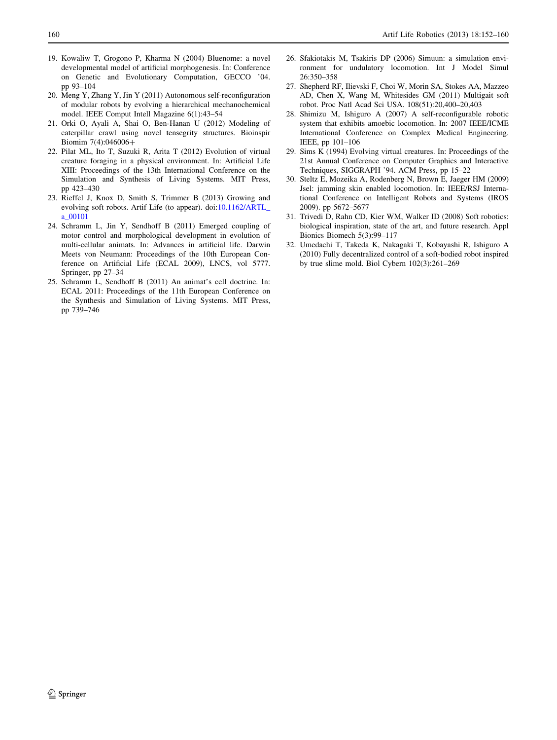19. Kowaliw T, Grogono P, Kharma N (2004) Bluenome: a novel developmental model of artificial morphogenesis. In: Conference on Genetic and Evolutionary Computation, GECCO '04. pp 93–104
20. Meng Y, Zhang Y, Jin Y (2011) Autonomous self-reconfiguration of modular robots by evolving a hierarchical mechanochemical model. IEEE Comput Intell Magazine 6(1):43–54
21. Orki O, Ayali A, Shai O, Ben-Hanan U (2012) Modeling of caterpillar crawl using novel tensegrity structures. Bioinspir Biomim 7(4):046006+
22. Pilat ML, Ito T, Suzuki R, Arita T (2012) Evolution of virtual creature foraging in a physical environment. In: Artificial Life XIII: Proceedings of the 13th International Conference on the Simulation and Synthesis of Living Systems. MIT Press, pp 423–430
23. Rieffel J, Knox D, Smith S, Trimmer B (2013) Growing and evolving soft robots. Artif Life (to appear). doi:10.1162/ARTL_a_00101
24. Schramm L, Jin Y, Sendhoff B (2011) Emerged coupling of motor control and morphological development in evolution of multi-cellular animats. In: Advances in artificial life. Darwin Meets von Neumann: Proceedings of the 10th European Conference on Artificial Life (ECAL 2009), LNCS, vol 5777. Springer, pp 27–34
25. Schramm L, Sendhoff B (2011) An animat's cell doctrine. In: ECAL 2011: Proceedings of the 11th European Conference on the Synthesis and Simulation of Living Systems. MIT Press, pp 739–746
26. Sfakiotakis M, Tsakiris DP (2006) Simuun: a simulation environment for undulatory locomotion. Int J Model Simul 26:350–358
27. Shepherd RF, Ilievski F, Choi W, Morin SA, Stokes AA, Mazzeo AD, Chen X, Wang M, Whitesides GM (2011) Multigait soft robot. Proc Natl Acad Sci USA. 108(51):20,400–20,403
28. Shimizu M, Ishiguro A (2007) A self-reconfigurable robotic system that exhibits amoebic locomotion. In: 2007 IEEE/ICME International Conference on Complex Medical Engineering. IEEE, pp 101–106
29. Sims K (1994) Evolving virtual creatures. In: Proceedings of the 21st Annual Conference on Computer Graphics and Interactive Techniques, SIGGRAPH '94. ACM Press, pp 15–22
30. Steltz E, Mozeika A, Rodenberg N, Brown E, Jaeger HM (2009) Jsel: jamming skin enabled locomotion. In: IEEE/RSJ International Conference on Intelligent Robots and Systems (IROS 2009). pp 5672–5677
31. Trivedi D, Rahn CD, Kier WM, Walker ID (2008) Soft robotics: biological inspiration, state of the art, and future research. Appl Bionics Biomech 5(3):99–117
32. Umedachi T, Takeda K, Nakagaki T, Kobayashi R, Ishiguro A (2010) Fully decentralized control of a soft-bodied robot inspired by true slime mold. Biol Cybern 102(3):261–269